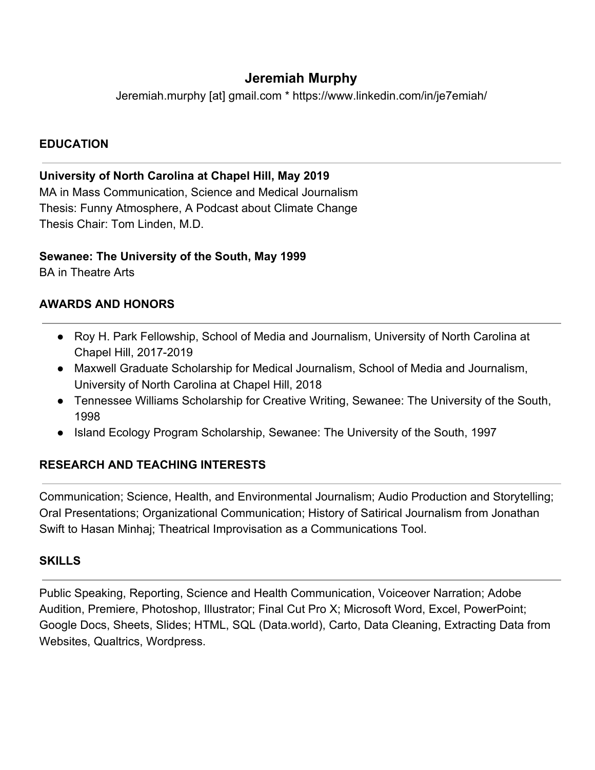# Jeremiah Murphy

Jeremiah.murphy [at] gmail.com * https://www.linkedin.com/in/je7emiah/

## EDUCATION

**University of North Carolina at Chapel Hill, May 2019**
MA in Mass Communication, Science and Medical Journalism
Thesis: Funny Atmosphere, A Podcast about Climate Change
Thesis Chair: Tom Linden, M.D.

**Sewanee: The University of the South, May 1999**
BA in Theatre Arts

## AWARDS AND HONORS

- Roy H. Park Fellowship, School of Media and Journalism, University of North Carolina at Chapel Hill, 2017-2019
- Maxwell Graduate Scholarship for Medical Journalism, School of Media and Journalism, University of North Carolina at Chapel Hill, 2018
- Tennessee Williams Scholarship for Creative Writing, Sewanee: The University of the South, 1998
- Island Ecology Program Scholarship, Sewanee: The University of the South, 1997

## RESEARCH AND TEACHING INTERESTS

Communication; Science, Health, and Environmental Journalism; Audio Production and Storytelling; Oral Presentations; Organizational Communication; History of Satirical Journalism from Jonathan Swift to Hasan Minhaj; Theatrical Improvisation as a Communications Tool.

## SKILLS

Public Speaking, Reporting, Science and Health Communication, Voiceover Narration; Adobe Audition, Premiere, Photoshop, Illustrator; Final Cut Pro X; Microsoft Word, Excel, PowerPoint; Google Docs, Sheets, Slides; HTML, SQL (Data.world), Carto, Data Cleaning, Extracting Data from Websites, Qualtrics, Wordpress.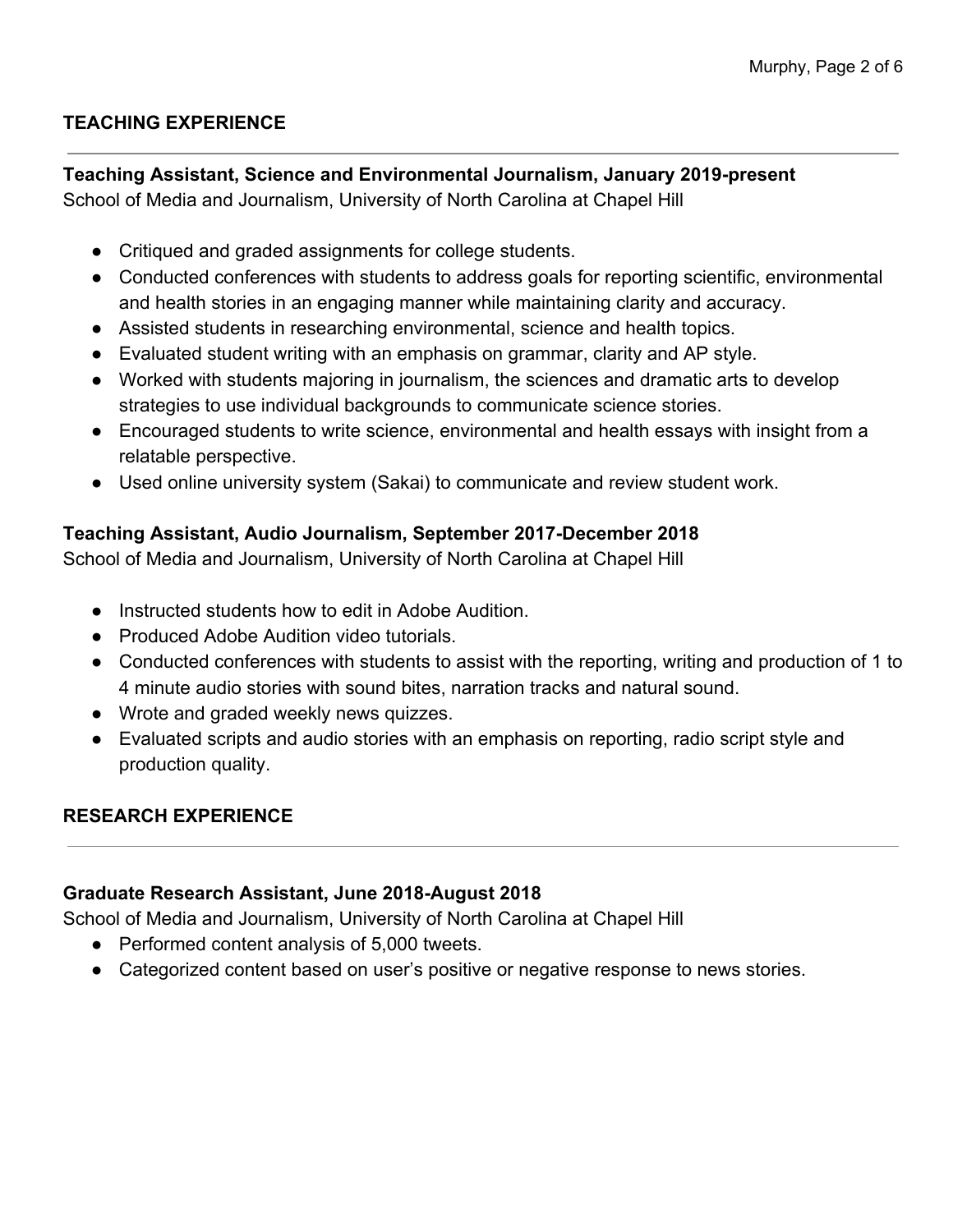## TEACHING EXPERIENCE

**Teaching Assistant, Science and Environmental Journalism, January 2019-present**
School of Media and Journalism, University of North Carolina at Chapel Hill

- Critiqued and graded assignments for college students.
- Conducted conferences with students to address goals for reporting scientific, environmental and health stories in an engaging manner while maintaining clarity and accuracy.
- Assisted students in researching environmental, science and health topics.
- Evaluated student writing with an emphasis on grammar, clarity and AP style.
- Worked with students majoring in journalism, the sciences and dramatic arts to develop strategies to use individual backgrounds to communicate science stories.
- Encouraged students to write science, environmental and health essays with insight from a relatable perspective.
- Used online university system (Sakai) to communicate and review student work.

**Teaching Assistant, Audio Journalism, September 2017-December 2018**
School of Media and Journalism, University of North Carolina at Chapel Hill

- Instructed students how to edit in Adobe Audition.
- Produced Adobe Audition video tutorials.
- Conducted conferences with students to assist with the reporting, writing and production of 1 to 4 minute audio stories with sound bites, narration tracks and natural sound.
- Wrote and graded weekly news quizzes.
- Evaluated scripts and audio stories with an emphasis on reporting, radio script style and production quality.

## RESEARCH EXPERIENCE

**Graduate Research Assistant, June 2018-August 2018**
School of Media and Journalism, University of North Carolina at Chapel Hill

- Performed content analysis of 5,000 tweets.
- Categorized content based on user's positive or negative response to news stories.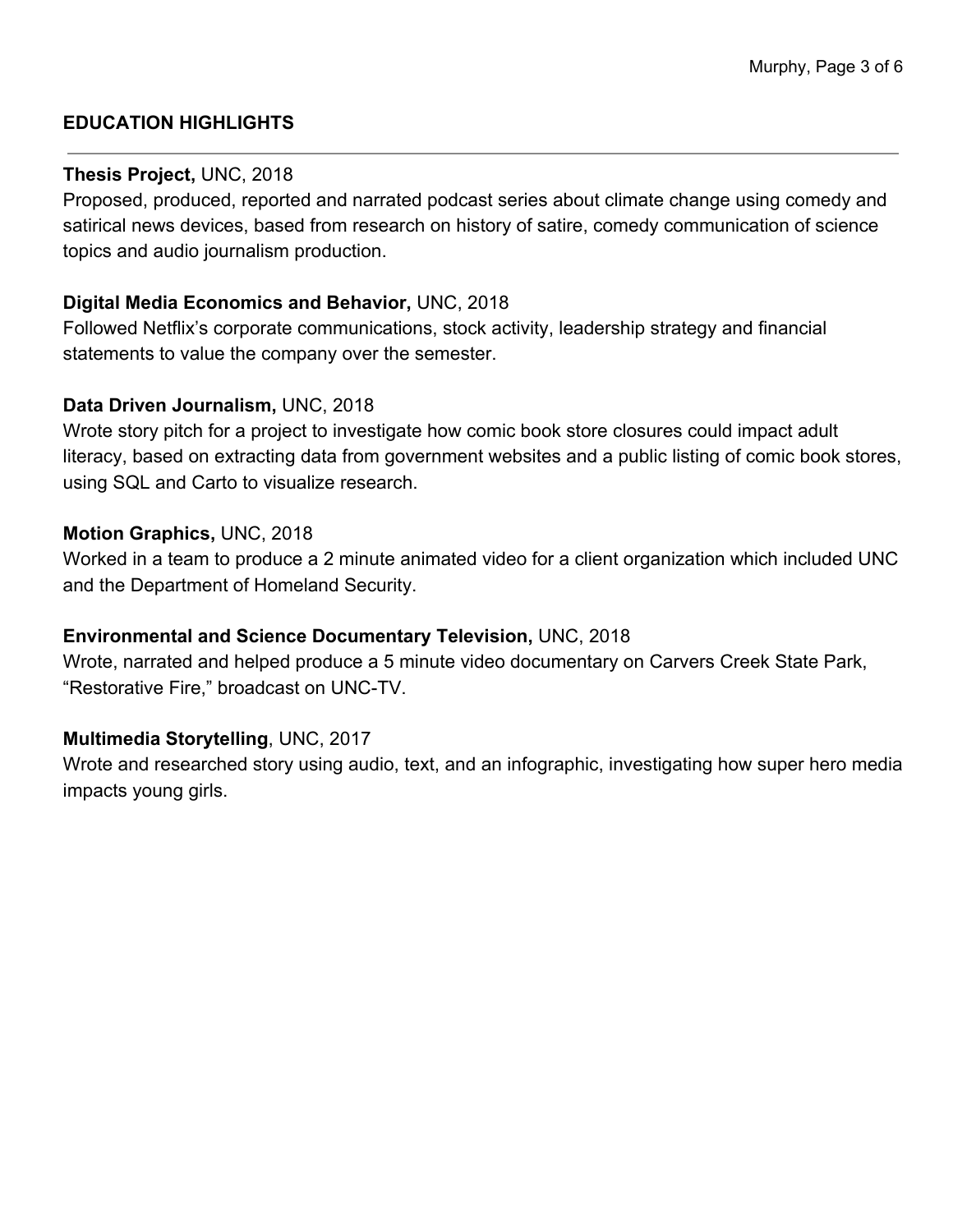## EDUCATION HIGHLIGHTS

**Thesis Project,** UNC, 2018
Proposed, produced, reported and narrated podcast series about climate change using comedy and satirical news devices, based from research on history of satire, comedy communication of science topics and audio journalism production.

**Digital Media Economics and Behavior,** UNC, 2018
Followed Netflix's corporate communications, stock activity, leadership strategy and financial statements to value the company over the semester.

**Data Driven Journalism,** UNC, 2018
Wrote story pitch for a project to investigate how comic book store closures could impact adult literacy, based on extracting data from government websites and a public listing of comic book stores, using SQL and Carto to visualize research.

**Motion Graphics,** UNC, 2018
Worked in a team to produce a 2 minute animated video for a client organization which included UNC and the Department of Homeland Security.

**Environmental and Science Documentary Television,** UNC, 2018
Wrote, narrated and helped produce a 5 minute video documentary on Carvers Creek State Park, "Restorative Fire," broadcast on UNC-TV.

**Multimedia Storytelling**, UNC, 2017
Wrote and researched story using audio, text, and an infographic, investigating how super hero media impacts young girls.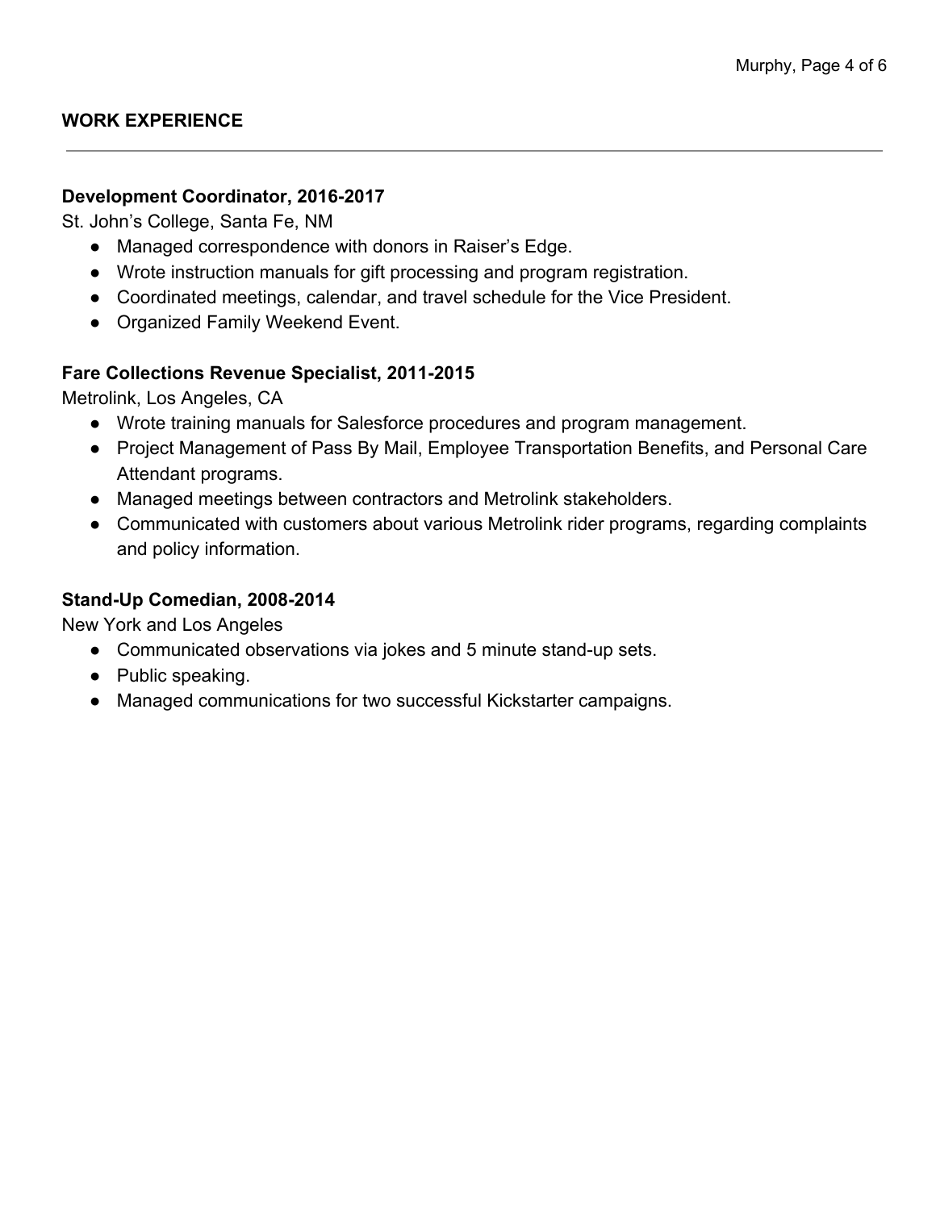## WORK EXPERIENCE

---

**Development Coordinator, 2016-2017**
St. John's College, Santa Fe, NM

- Managed correspondence with donors in Raiser's Edge.
- Wrote instruction manuals for gift processing and program registration.
- Coordinated meetings, calendar, and travel schedule for the Vice President.
- Organized Family Weekend Event.

**Fare Collections Revenue Specialist, 2011-2015**
Metrolink, Los Angeles, CA

- Wrote training manuals for Salesforce procedures and program management.
- Project Management of Pass By Mail, Employee Transportation Benefits, and Personal Care Attendant programs.
- Managed meetings between contractors and Metrolink stakeholders.
- Communicated with customers about various Metrolink rider programs, regarding complaints and policy information.

**Stand-Up Comedian, 2008-2014**
New York and Los Angeles

- Communicated observations via jokes and 5 minute stand-up sets.
- Public speaking.
- Managed communications for two successful Kickstarter campaigns.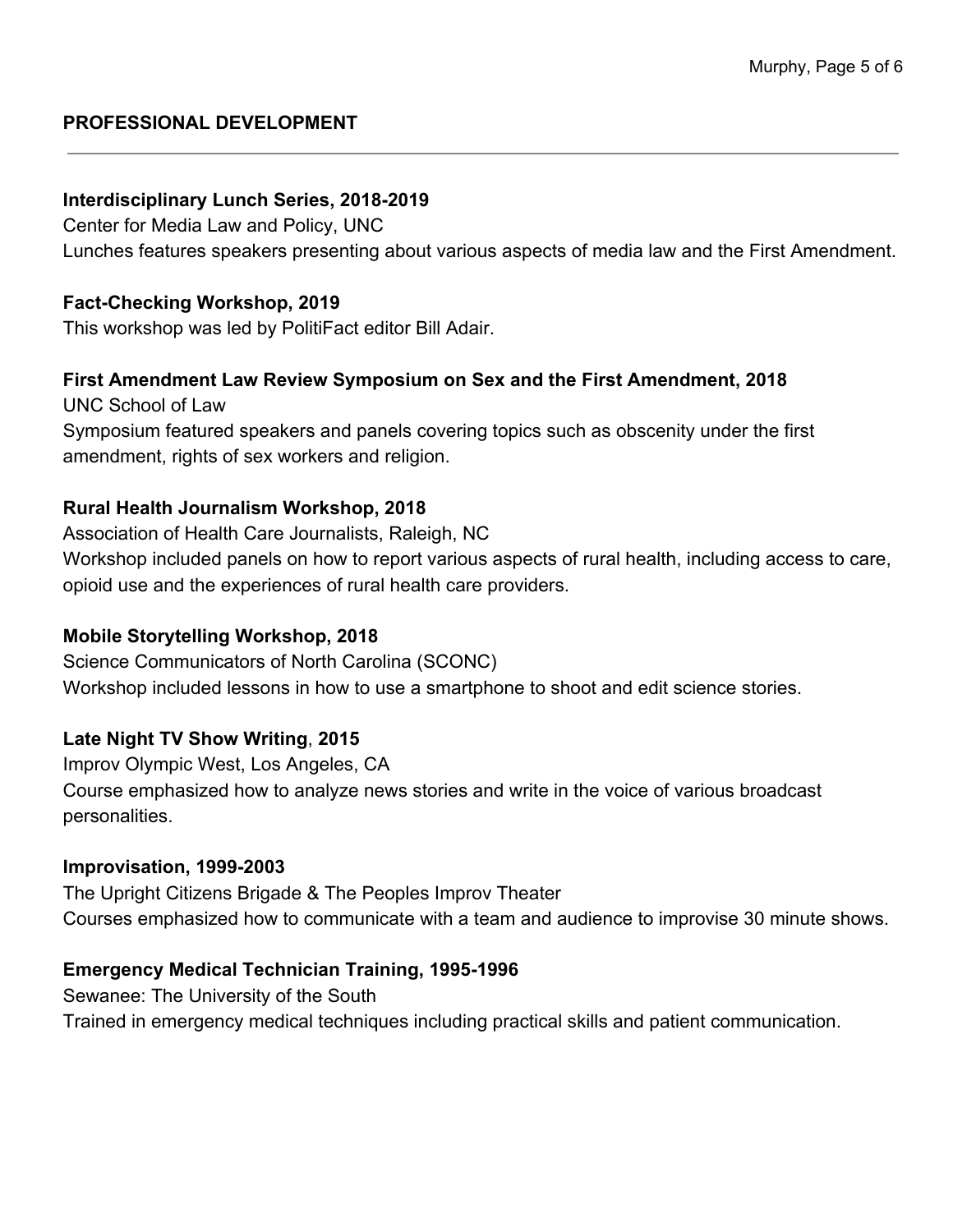## PROFESSIONAL DEVELOPMENT

---

**Interdisciplinary Lunch Series, 2018-2019**
Center for Media Law and Policy, UNC
Lunches features speakers presenting about various aspects of media law and the First Amendment.

**Fact-Checking Workshop, 2019**
This workshop was led by PolitiFact editor Bill Adair.

**First Amendment Law Review Symposium on Sex and the First Amendment, 2018**
UNC School of Law
Symposium featured speakers and panels covering topics such as obscenity under the first amendment, rights of sex workers and religion.

**Rural Health Journalism Workshop, 2018**
Association of Health Care Journalists, Raleigh, NC
Workshop included panels on how to report various aspects of rural health, including access to care, opioid use and the experiences of rural health care providers.

**Mobile Storytelling Workshop, 2018**
Science Communicators of North Carolina (SCONC)
Workshop included lessons in how to use a smartphone to shoot and edit science stories.

**Late Night TV Show Writing, 2015**
Improv Olympic West, Los Angeles, CA
Course emphasized how to analyze news stories and write in the voice of various broadcast personalities.

**Improvisation, 1999-2003**
The Upright Citizens Brigade & The Peoples Improv Theater
Courses emphasized how to communicate with a team and audience to improvise 30 minute shows.

**Emergency Medical Technician Training, 1995-1996**
Sewanee: The University of the South
Trained in emergency medical techniques including practical skills and patient communication.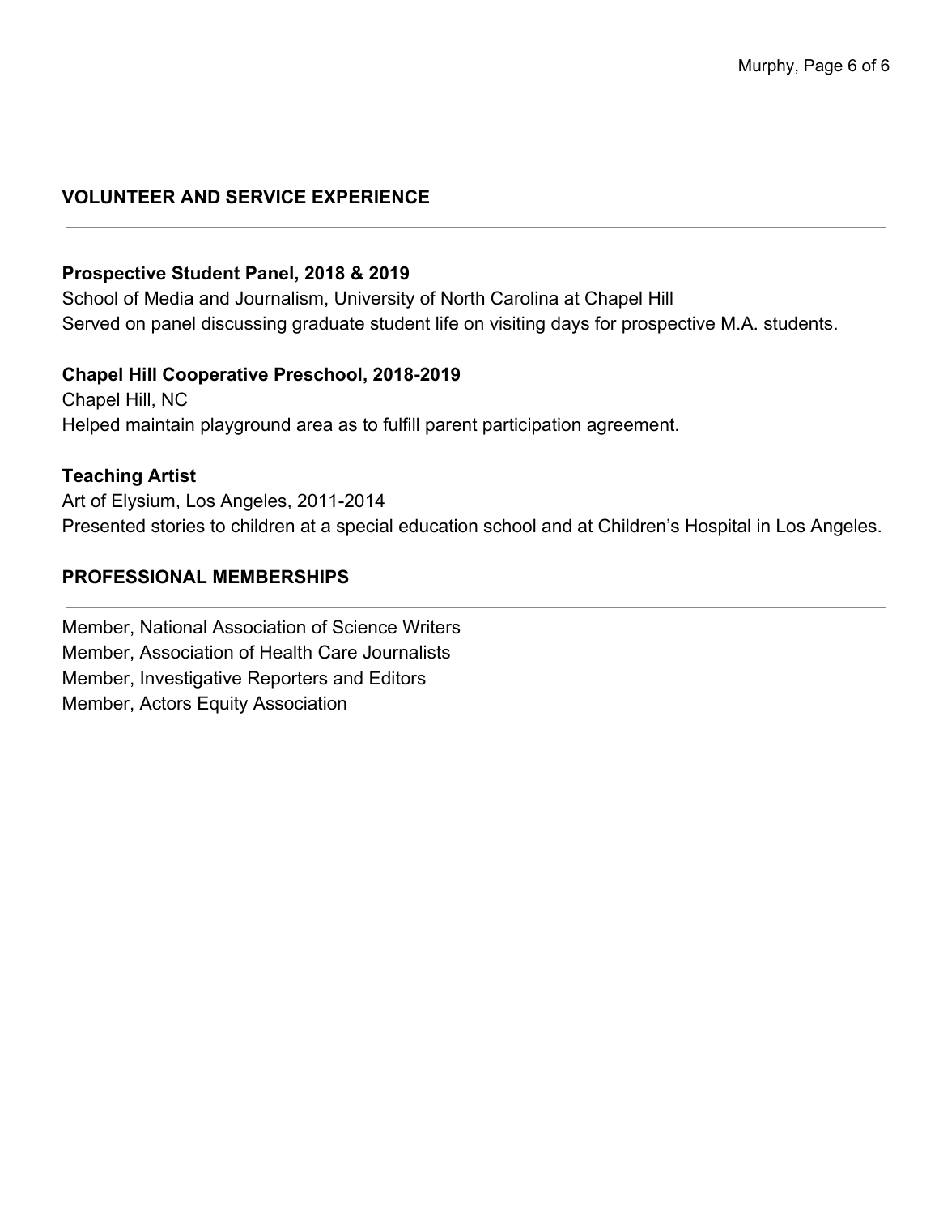## VOLUNTEER AND SERVICE EXPERIENCE

**Prospective Student Panel, 2018 & 2019**
School of Media and Journalism, University of North Carolina at Chapel Hill
Served on panel discussing graduate student life on visiting days for prospective M.A. students.

**Chapel Hill Cooperative Preschool, 2018-2019**
Chapel Hill, NC
Helped maintain playground area as to fulfill parent participation agreement.

**Teaching Artist**
Art of Elysium, Los Angeles, 2011-2014
Presented stories to children at a special education school and at Children's Hospital in Los Angeles.

## PROFESSIONAL MEMBERSHIPS

Member, National Association of Science Writers
Member, Association of Health Care Journalists
Member, Investigative Reporters and Editors
Member, Actors Equity Association